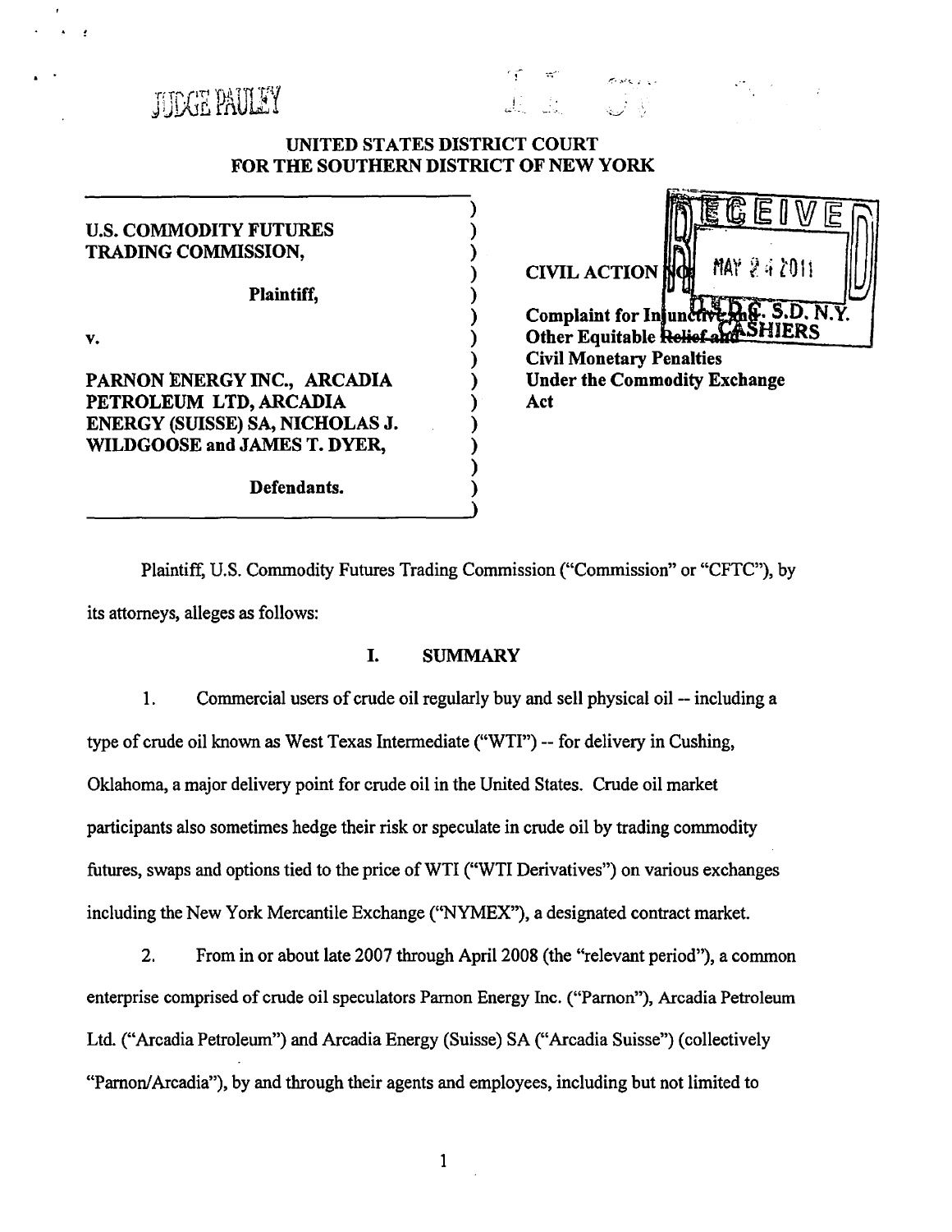JUDGE PAULEY

UNITED STATES DISTRICT COURT
FOR THE SOUTHERN DISTRICT OF NEW YORK

| | |
|---|---|
| **U.S. COMMODITY FUTURES TRADING COMMISSION,** | **CIVIL ACTION NO.** |
| **Plaintiff,** | **Complaint for Injunctive and Other Equitable Relief and Civil Monetary Penalties Under the Commodity Exchange Act** |
| **v.** | |
| **PARNON ENERGY INC., ARCADIA PETROLEUM LTD, ARCADIA ENERGY (SUISSE) SA, NICHOLAS J. WILDGOOSE and JAMES T. DYER,** | |
| **Defendants.** | |

RECEIVED MAY 24 2011 U.S.D.C. S.D. N.Y. CASHIERS

Plaintiff, U.S. Commodity Futures Trading Commission ("Commission" or "CFTC"), by its attorneys, alleges as follows:

## I. SUMMARY

1. Commercial users of crude oil regularly buy and sell physical oil -- including a type of crude oil known as West Texas Intermediate ("WTI") -- for delivery in Cushing, Oklahoma, a major delivery point for crude oil in the United States. Crude oil market participants also sometimes hedge their risk or speculate in crude oil by trading commodity futures, swaps and options tied to the price of WTI ("WTI Derivatives") on various exchanges including the New York Mercantile Exchange ("NYMEX"), a designated contract market.

2. From in or about late 2007 through April 2008 (the "relevant period"), a common enterprise comprised of crude oil speculators Parnon Energy Inc. ("Parnon"), Arcadia Petroleum Ltd. ("Arcadia Petroleum") and Arcadia Energy (Suisse) SA ("Arcadia Suisse") (collectively "Parnon/Arcadia"), by and through their agents and employees, including but not limited to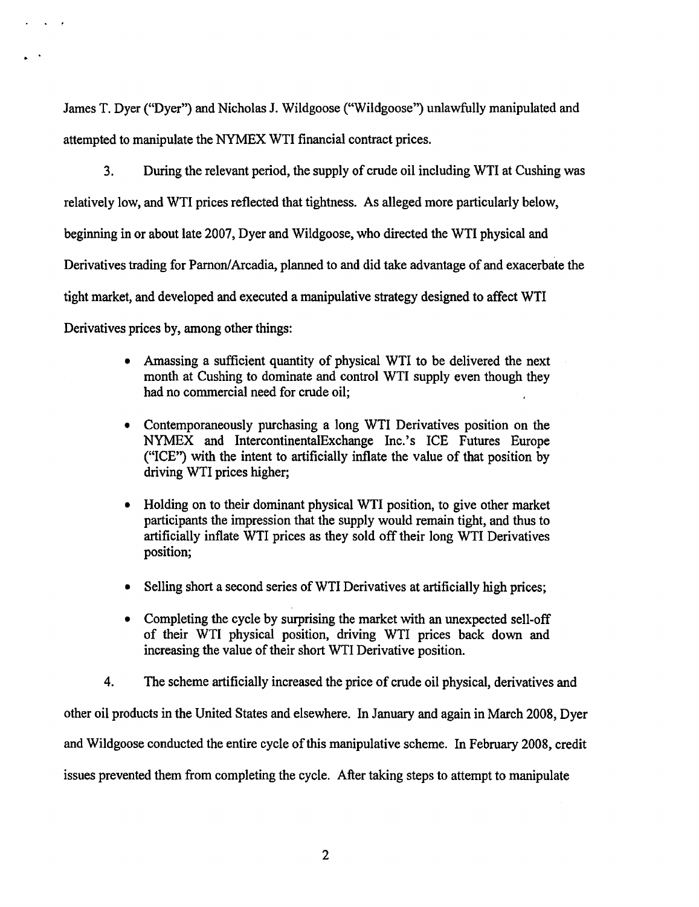James T. Dyer ("Dyer") and Nicholas J. Wildgoose ("Wildgoose") unlawfully manipulated and attempted to manipulate the NYMEX WTI financial contract prices.

3. During the relevant period, the supply of crude oil including WTI at Cushing was relatively low, and WTI prices reflected that tightness. As alleged more particularly below, beginning in or about late 2007, Dyer and Wildgoose, who directed the WTI physical and Derivatives trading for Parnon/Arcadia, planned to and did take advantage of and exacerbate the tight market, and developed and executed a manipulative strategy designed to affect WTI Derivatives prices by, among other things:

- Amassing a sufficient quantity of physical WTI to be delivered the next month at Cushing to dominate and control WTI supply even though they had no commercial need for crude oil;
- Contemporaneously purchasing a long WTI Derivatives position on the NYMEX and IntercontinentalExchange Inc.'s ICE Futures Europe ("ICE") with the intent to artificially inflate the value of that position by driving WTI prices higher;
- Holding on to their dominant physical WTI position, to give other market participants the impression that the supply would remain tight, and thus to artificially inflate WTI prices as they sold off their long WTI Derivatives position;
- Selling short a second series of WTI Derivatives at artificially high prices;
- Completing the cycle by surprising the market with an unexpected sell-off of their WTI physical position, driving WTI prices back down and increasing the value of their short WTI Derivative position.

4. The scheme artificially increased the price of crude oil physical, derivatives and other oil products in the United States and elsewhere. In January and again in March 2008, Dyer and Wildgoose conducted the entire cycle of this manipulative scheme. In February 2008, credit issues prevented them from completing the cycle. After taking steps to attempt to manipulate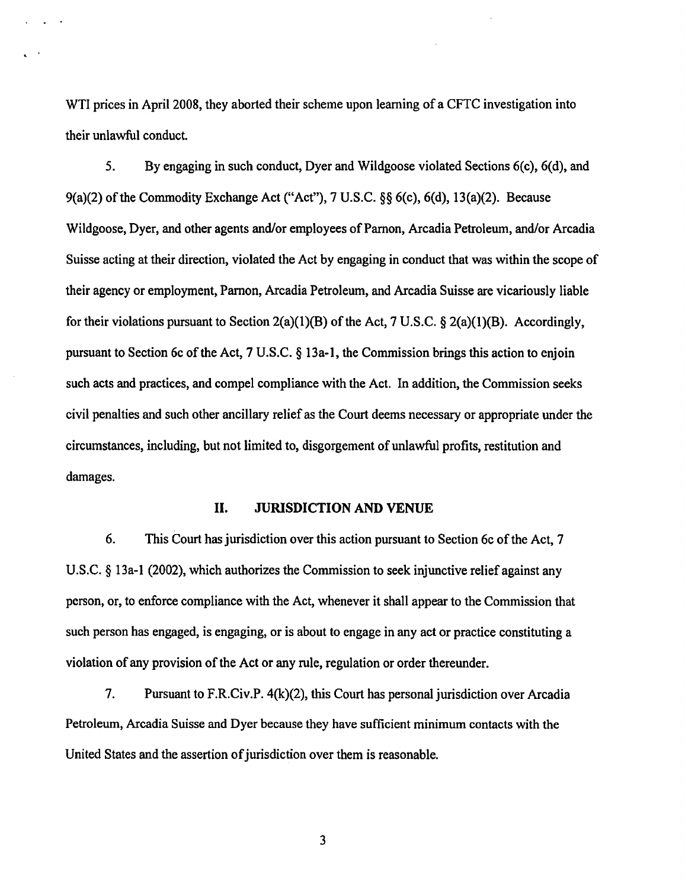WTI prices in April 2008, they aborted their scheme upon learning of a CFTC investigation into their unlawful conduct.

5. By engaging in such conduct, Dyer and Wildgoose violated Sections 6(c), 6(d), and 9(a)(2) of the Commodity Exchange Act ("Act"), 7 U.S.C. §§ 6(c), 6(d), 13(a)(2). Because Wildgoose, Dyer, and other agents and/or employees of Parnon, Arcadia Petroleum, and/or Arcadia Suisse acting at their direction, violated the Act by engaging in conduct that was within the scope of their agency or employment, Parnon, Arcadia Petroleum, and Arcadia Suisse are vicariously liable for their violations pursuant to Section 2(a)(1)(B) of the Act, 7 U.S.C. § 2(a)(1)(B). Accordingly, pursuant to Section 6c of the Act, 7 U.S.C. § 13a-1, the Commission brings this action to enjoin such acts and practices, and compel compliance with the Act. In addition, the Commission seeks civil penalties and such other ancillary relief as the Court deems necessary or appropriate under the circumstances, including, but not limited to, disgorgement of unlawful profits, restitution and damages.

## II. JURISDICTION AND VENUE

6. This Court has jurisdiction over this action pursuant to Section 6c of the Act, 7 U.S.C. § 13a-1 (2002), which authorizes the Commission to seek injunctive relief against any person, or, to enforce compliance with the Act, whenever it shall appear to the Commission that such person has engaged, is engaging, or is about to engage in any act or practice constituting a violation of any provision of the Act or any rule, regulation or order thereunder.

7. Pursuant to F.R.Civ.P. 4(k)(2), this Court has personal jurisdiction over Arcadia Petroleum, Arcadia Suisse and Dyer because they have sufficient minimum contacts with the United States and the assertion of jurisdiction over them is reasonable.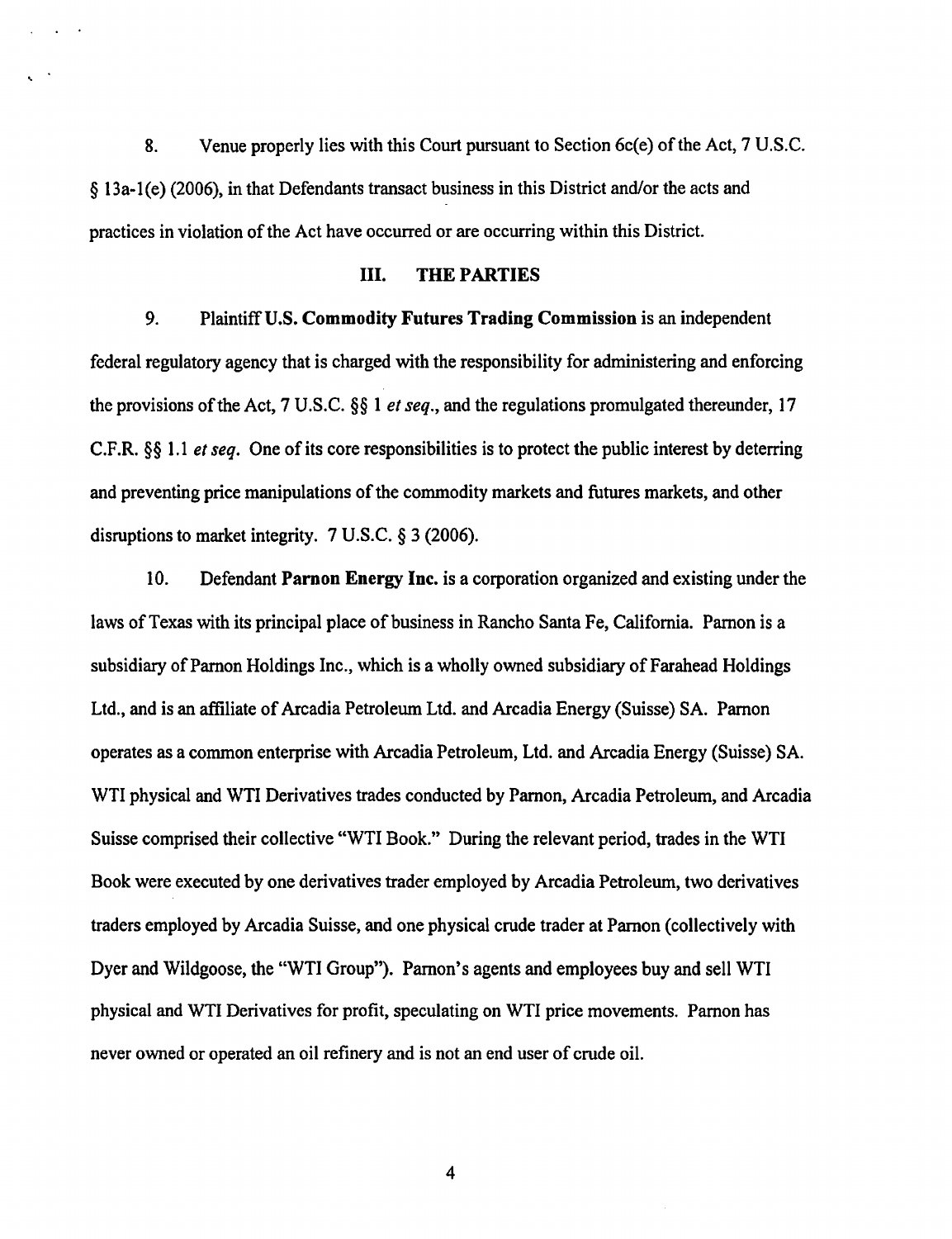8. Venue properly lies with this Court pursuant to Section 6c(e) of the Act, 7 U.S.C. § 13a-1(e) (2006), in that Defendants transact business in this District and/or the acts and practices in violation of the Act have occurred or are occurring within this District.

## III. THE PARTIES

9. Plaintiff **U.S. Commodity Futures Trading Commission** is an independent federal regulatory agency that is charged with the responsibility for administering and enforcing the provisions of the Act, 7 U.S.C. §§ 1 *et seq.*, and the regulations promulgated thereunder, 17 C.F.R. §§ 1.1 *et seq.* One of its core responsibilities is to protect the public interest by deterring and preventing price manipulations of the commodity markets and futures markets, and other disruptions to market integrity. 7 U.S.C. § 3 (2006).

10. Defendant **Parnon Energy Inc.** is a corporation organized and existing under the laws of Texas with its principal place of business in Rancho Santa Fe, California. Parnon is a subsidiary of Parnon Holdings Inc., which is a wholly owned subsidiary of Farahead Holdings Ltd., and is an affiliate of Arcadia Petroleum Ltd. and Arcadia Energy (Suisse) SA. Parnon operates as a common enterprise with Arcadia Petroleum, Ltd. and Arcadia Energy (Suisse) SA. WTI physical and WTI Derivatives trades conducted by Parnon, Arcadia Petroleum, and Arcadia Suisse comprised their collective "WTI Book." During the relevant period, trades in the WTI Book were executed by one derivatives trader employed by Arcadia Petroleum, two derivatives traders employed by Arcadia Suisse, and one physical crude trader at Parnon (collectively with Dyer and Wildgoose, the "WTI Group"). Parnon's agents and employees buy and sell WTI physical and WTI Derivatives for profit, speculating on WTI price movements. Parnon has never owned or operated an oil refinery and is not an end user of crude oil.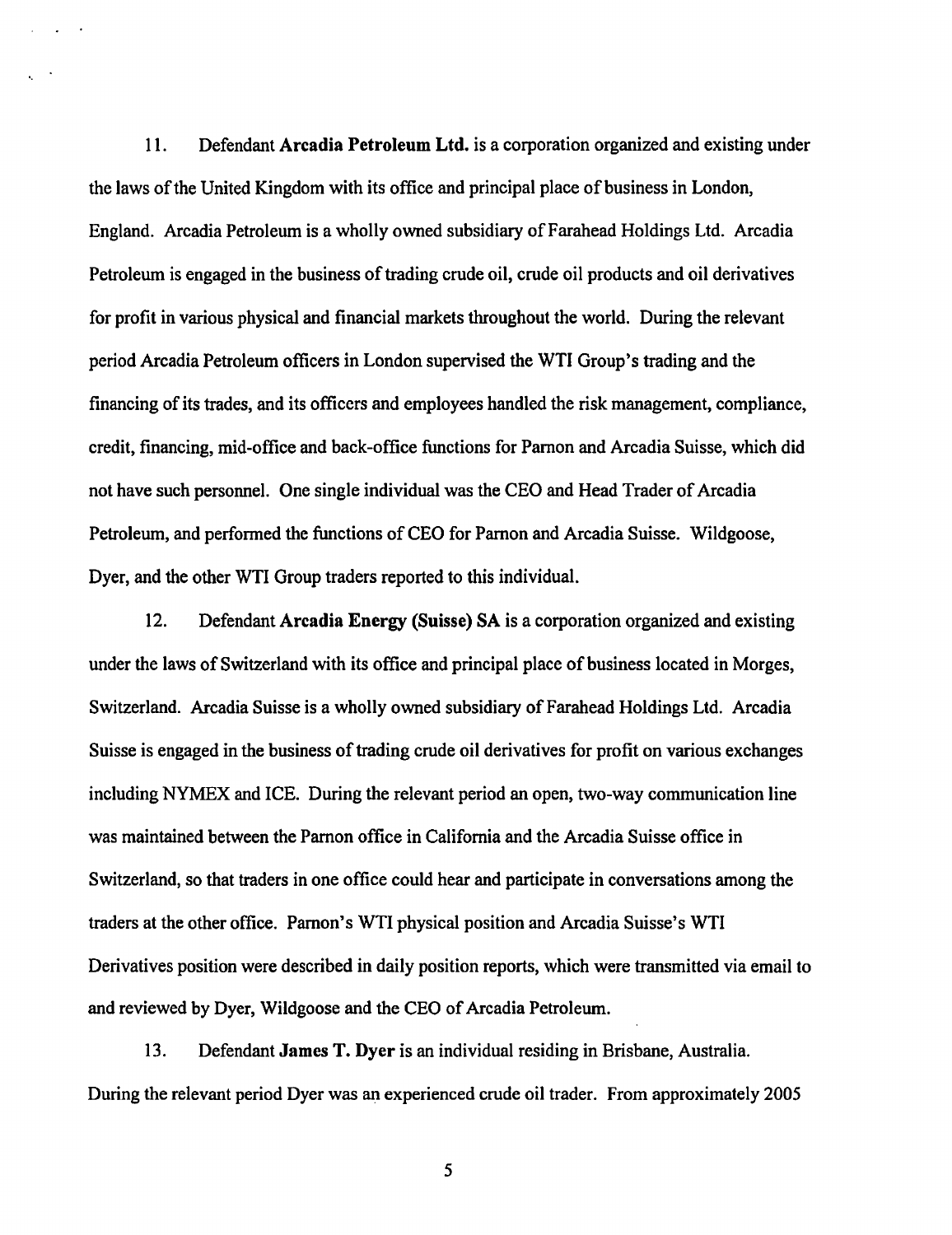11. Defendant **Arcadia Petroleum Ltd.** is a corporation organized and existing under the laws of the United Kingdom with its office and principal place of business in London, England. Arcadia Petroleum is a wholly owned subsidiary of Farahead Holdings Ltd. Arcadia Petroleum is engaged in the business of trading crude oil, crude oil products and oil derivatives for profit in various physical and financial markets throughout the world. During the relevant period Arcadia Petroleum officers in London supervised the WTI Group's trading and the financing of its trades, and its officers and employees handled the risk management, compliance, credit, financing, mid-office and back-office functions for Parnon and Arcadia Suisse, which did not have such personnel. One single individual was the CEO and Head Trader of Arcadia Petroleum, and performed the functions of CEO for Parnon and Arcadia Suisse. Wildgoose, Dyer, and the other WTI Group traders reported to this individual.

12. Defendant **Arcadia Energy (Suisse) SA** is a corporation organized and existing under the laws of Switzerland with its office and principal place of business located in Morges, Switzerland. Arcadia Suisse is a wholly owned subsidiary of Farahead Holdings Ltd. Arcadia Suisse is engaged in the business of trading crude oil derivatives for profit on various exchanges including NYMEX and ICE. During the relevant period an open, two-way communication line was maintained between the Parnon office in California and the Arcadia Suisse office in Switzerland, so that traders in one office could hear and participate in conversations among the traders at the other office. Parnon's WTI physical position and Arcadia Suisse's WTI Derivatives position were described in daily position reports, which were transmitted via email to and reviewed by Dyer, Wildgoose and the CEO of Arcadia Petroleum.

13. Defendant **James T. Dyer** is an individual residing in Brisbane, Australia. During the relevant period Dyer was an experienced crude oil trader. From approximately 2005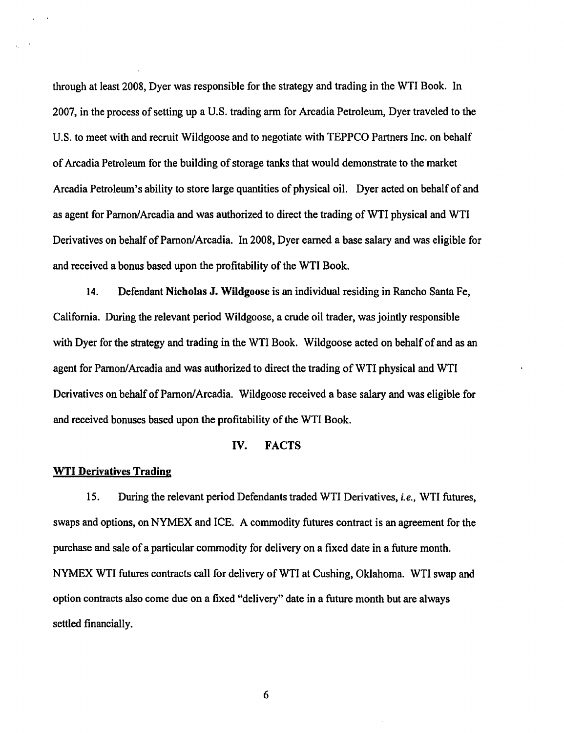through at least 2008, Dyer was responsible for the strategy and trading in the WTI Book. In 2007, in the process of setting up a U.S. trading arm for Arcadia Petroleum, Dyer traveled to the U.S. to meet with and recruit Wildgoose and to negotiate with TEPPCO Partners Inc. on behalf of Arcadia Petroleum for the building of storage tanks that would demonstrate to the market Arcadia Petroleum's ability to store large quantities of physical oil. Dyer acted on behalf of and as agent for Parnon/Arcadia and was authorized to direct the trading of WTI physical and WTI Derivatives on behalf of Parnon/Arcadia. In 2008, Dyer earned a base salary and was eligible for and received a bonus based upon the profitability of the WTI Book.

14. Defendant **Nicholas J. Wildgoose** is an individual residing in Rancho Santa Fe, California. During the relevant period Wildgoose, a crude oil trader, was jointly responsible with Dyer for the strategy and trading in the WTI Book. Wildgoose acted on behalf of and as an agent for Parnon/Arcadia and was authorized to direct the trading of WTI physical and WTI Derivatives on behalf of Parnon/Arcadia. Wildgoose received a base salary and was eligible for and received bonuses based upon the profitability of the WTI Book.

## IV. FACTS

**WTI Derivatives Trading**

15. During the relevant period Defendants traded WTI Derivatives, *i.e.*, WTI futures, swaps and options, on NYMEX and ICE. A commodity futures contract is an agreement for the purchase and sale of a particular commodity for delivery on a fixed date in a future month. NYMEX WTI futures contracts call for delivery of WTI at Cushing, Oklahoma. WTI swap and option contracts also come due on a fixed "delivery" date in a future month but are always settled financially.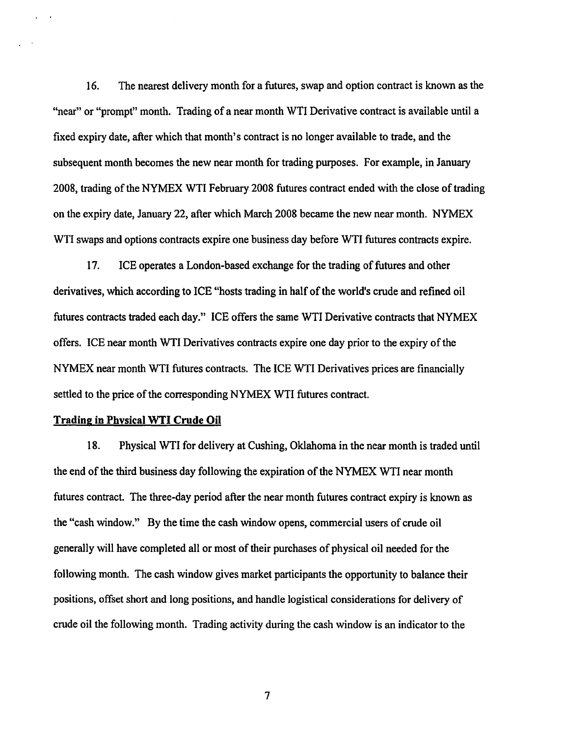16. The nearest delivery month for a futures, swap and option contract is known as the "near" or "prompt" month. Trading of a near month WTI Derivative contract is available until a fixed expiry date, after which that month's contract is no longer available to trade, and the subsequent month becomes the new near month for trading purposes. For example, in January 2008, trading of the NYMEX WTI February 2008 futures contract ended with the close of trading on the expiry date, January 22, after which March 2008 became the new near month. NYMEX WTI swaps and options contracts expire one business day before WTI futures contracts expire.

17. ICE operates a London-based exchange for the trading of futures and other derivatives, which according to ICE "hosts trading in half of the world's crude and refined oil futures contracts traded each day." ICE offers the same WTI Derivative contracts that NYMEX offers. ICE near month WTI Derivatives contracts expire one day prior to the expiry of the NYMEX near month WTI futures contracts. The ICE WTI Derivatives prices are financially settled to the price of the corresponding NYMEX WTI futures contract.

**Trading in Physical WTI Crude Oil**

18. Physical WTI for delivery at Cushing, Oklahoma in the near month is traded until the end of the third business day following the expiration of the NYMEX WTI near month futures contract. The three-day period after the near month futures contract expiry is known as the "cash window." By the time the cash window opens, commercial users of crude oil generally will have completed all or most of their purchases of physical oil needed for the following month. The cash window gives market participants the opportunity to balance their positions, offset short and long positions, and handle logistical considerations for delivery of crude oil the following month. Trading activity during the cash window is an indicator to the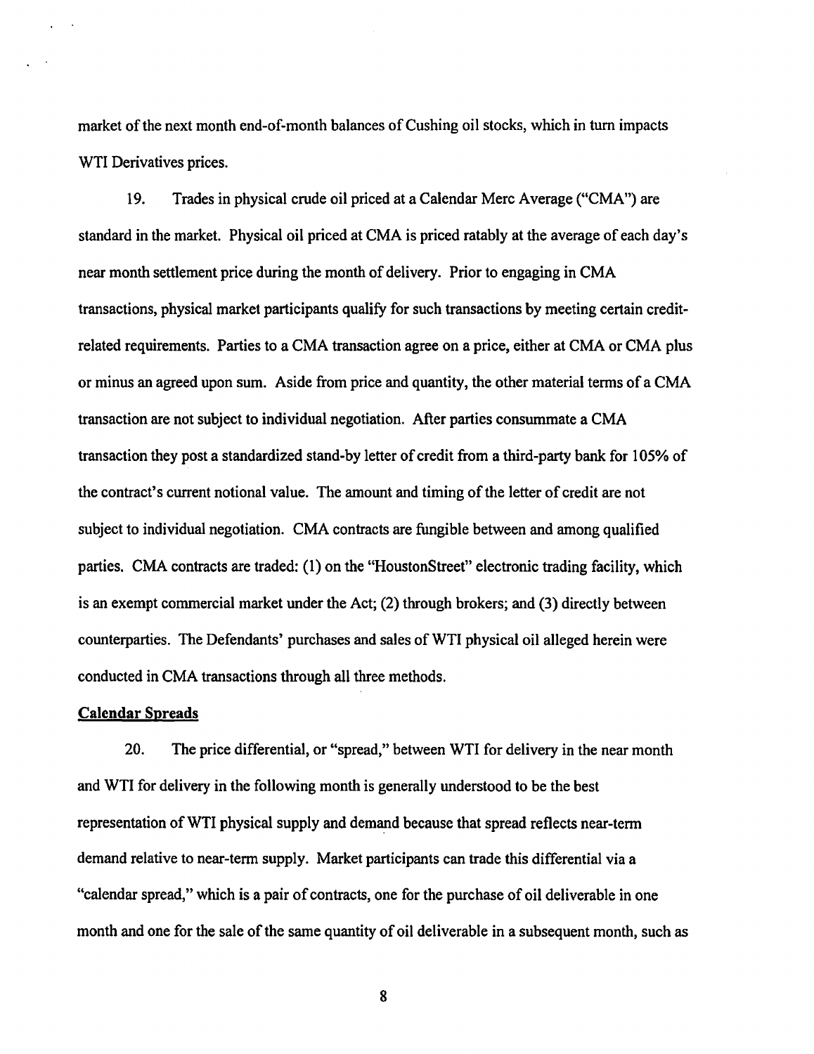market of the next month end-of-month balances of Cushing oil stocks, which in turn impacts WTI Derivatives prices.

19. Trades in physical crude oil priced at a Calendar Merc Average ("CMA") are standard in the market. Physical oil priced at CMA is priced ratably at the average of each day's near month settlement price during the month of delivery. Prior to engaging in CMA transactions, physical market participants qualify for such transactions by meeting certain credit-related requirements. Parties to a CMA transaction agree on a price, either at CMA or CMA plus or minus an agreed upon sum. Aside from price and quantity, the other material terms of a CMA transaction are not subject to individual negotiation. After parties consummate a CMA transaction they post a standardized stand-by letter of credit from a third-party bank for 105% of the contract's current notional value. The amount and timing of the letter of credit are not subject to individual negotiation. CMA contracts are fungible between and among qualified parties. CMA contracts are traded: (1) on the "HoustonStreet" electronic trading facility, which is an exempt commercial market under the Act; (2) through brokers; and (3) directly between counterparties. The Defendants' purchases and sales of WTI physical oil alleged herein were conducted in CMA transactions through all three methods.

**Calendar Spreads**

20. The price differential, or "spread," between WTI for delivery in the near month and WTI for delivery in the following month is generally understood to be the best representation of WTI physical supply and demand because that spread reflects near-term demand relative to near-term supply. Market participants can trade this differential via a "calendar spread," which is a pair of contracts, one for the purchase of oil deliverable in one month and one for the sale of the same quantity of oil deliverable in a subsequent month, such as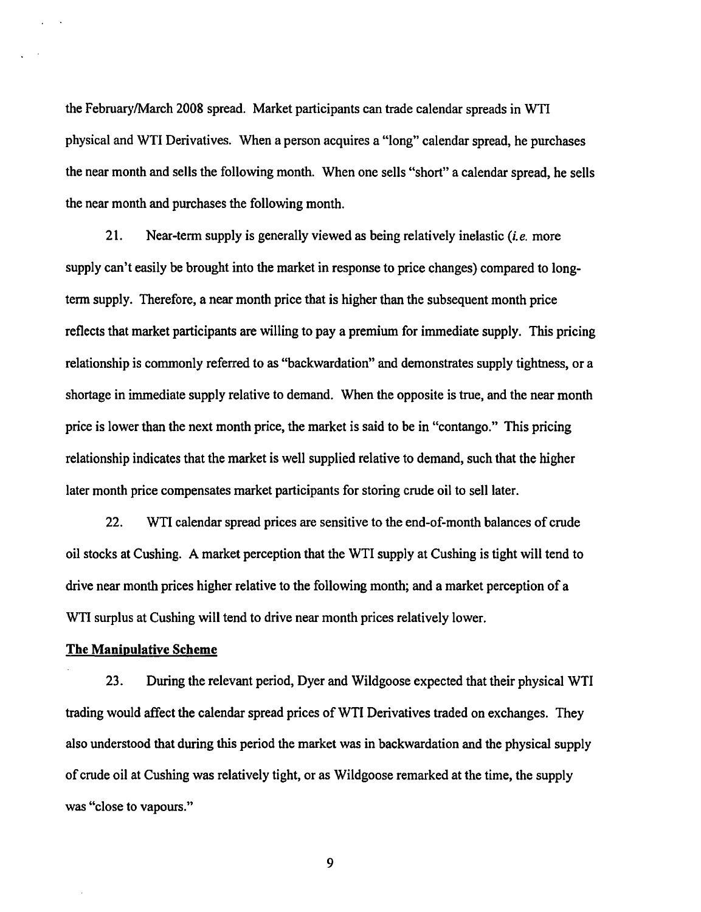the February/March 2008 spread. Market participants can trade calendar spreads in WTI physical and WTI Derivatives. When a person acquires a "long" calendar spread, he purchases the near month and sells the following month. When one sells "short" a calendar spread, he sells the near month and purchases the following month.

21. Near-term supply is generally viewed as being relatively inelastic (*i.e.* more supply can't easily be brought into the market in response to price changes) compared to long-term supply. Therefore, a near month price that is higher than the subsequent month price reflects that market participants are willing to pay a premium for immediate supply. This pricing relationship is commonly referred to as "backwardation" and demonstrates supply tightness, or a shortage in immediate supply relative to demand. When the opposite is true, and the near month price is lower than the next month price, the market is said to be in "contango." This pricing relationship indicates that the market is well supplied relative to demand, such that the higher later month price compensates market participants for storing crude oil to sell later.

22. WTI calendar spread prices are sensitive to the end-of-month balances of crude oil stocks at Cushing. A market perception that the WTI supply at Cushing is tight will tend to drive near month prices higher relative to the following month; and a market perception of a WTI surplus at Cushing will tend to drive near month prices relatively lower.

**The Manipulative Scheme**

23. During the relevant period, Dyer and Wildgoose expected that their physical WTI trading would affect the calendar spread prices of WTI Derivatives traded on exchanges. They also understood that during this period the market was in backwardation and the physical supply of crude oil at Cushing was relatively tight, or as Wildgoose remarked at the time, the supply was "close to vapours."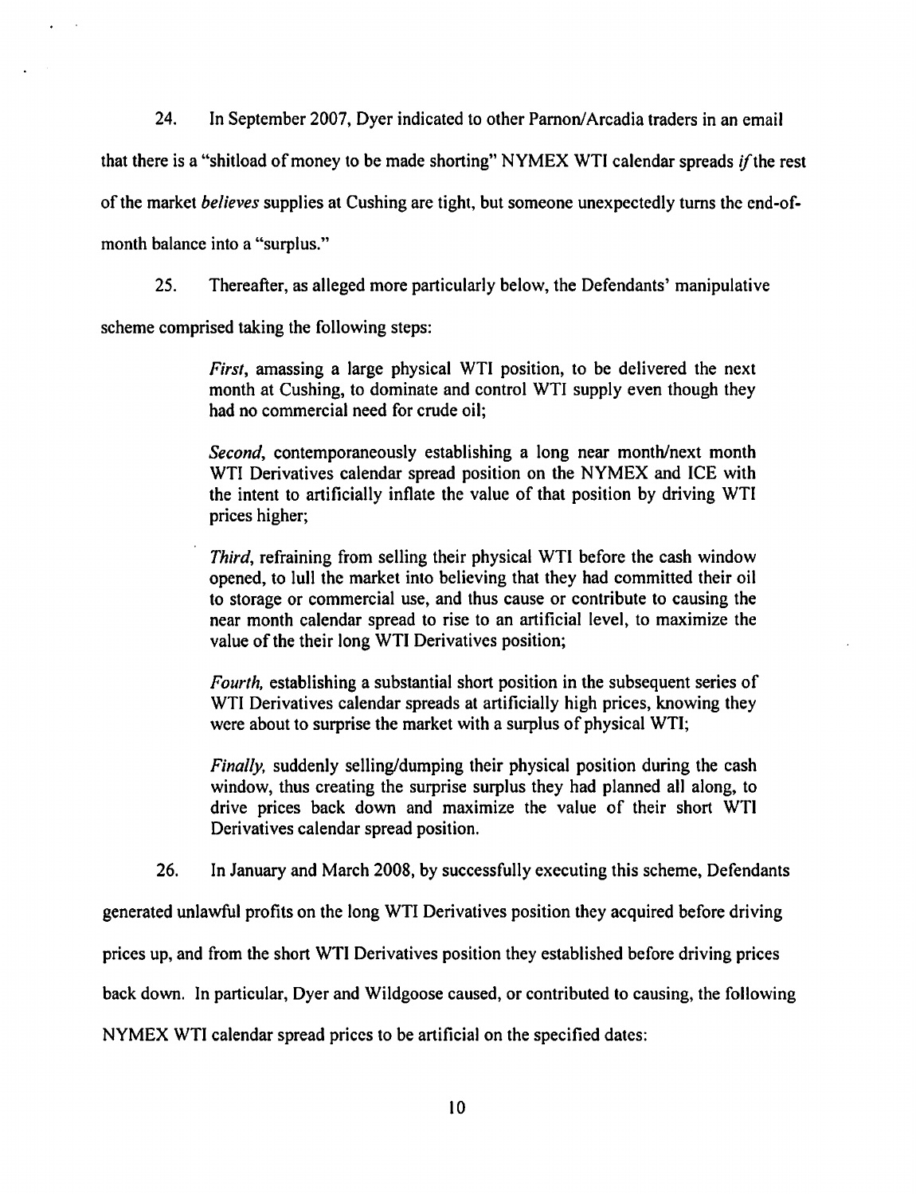24. In September 2007, Dyer indicated to other Parnon/Arcadia traders in an email that there is a "shitload of money to be made shorting" NYMEX WTI calendar spreads *if* the rest of the market *believes* supplies at Cushing are tight, but someone unexpectedly turns the end-of-month balance into a "surplus."

25. Thereafter, as alleged more particularly below, the Defendants' manipulative scheme comprised taking the following steps:

> *First*, amassing a large physical WTI position, to be delivered the next month at Cushing, to dominate and control WTI supply even though they had no commercial need for crude oil;
>
> *Second*, contemporaneously establishing a long near month/next month WTI Derivatives calendar spread position on the NYMEX and ICE with the intent to artificially inflate the value of that position by driving WTI prices higher;
>
> *Third*, refraining from selling their physical WTI before the cash window opened, to lull the market into believing that they had committed their oil to storage or commercial use, and thus cause or contribute to causing the near month calendar spread to rise to an artificial level, to maximize the value of the their long WTI Derivatives position;
>
> *Fourth*, establishing a substantial short position in the subsequent series of WTI Derivatives calendar spreads at artificially high prices, knowing they were about to surprise the market with a surplus of physical WTI;
>
> *Finally*, suddenly selling/dumping their physical position during the cash window, thus creating the surprise surplus they had planned all along, to drive prices back down and maximize the value of their short WTI Derivatives calendar spread position.

26. In January and March 2008, by successfully executing this scheme, Defendants generated unlawful profits on the long WTI Derivatives position they acquired before driving prices up, and from the short WTI Derivatives position they established before driving prices back down. In particular, Dyer and Wildgoose caused, or contributed to causing, the following NYMEX WTI calendar spread prices to be artificial on the specified dates: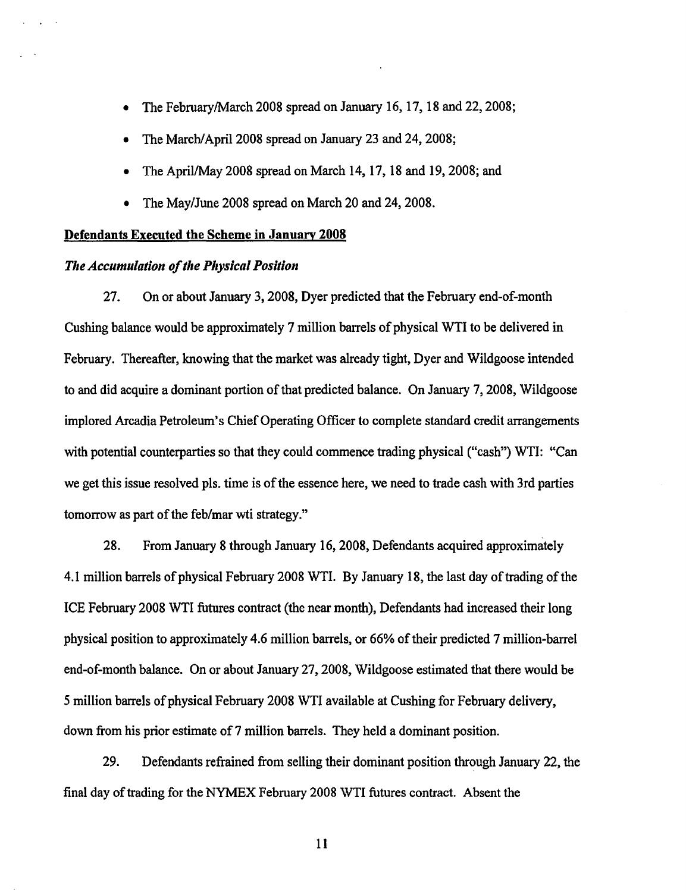- The February/March 2008 spread on January 16, 17, 18 and 22, 2008;
- The March/April 2008 spread on January 23 and 24, 2008;
- The April/May 2008 spread on March 14, 17, 18 and 19, 2008; and
- The May/June 2008 spread on March 20 and 24, 2008.

**Defendants Executed the Scheme in January 2008**

***The Accumulation of the Physical Position***

27. On or about January 3, 2008, Dyer predicted that the February end-of-month Cushing balance would be approximately 7 million barrels of physical WTI to be delivered in February. Thereafter, knowing that the market was already tight, Dyer and Wildgoose intended to and did acquire a dominant portion of that predicted balance. On January 7, 2008, Wildgoose implored Arcadia Petroleum's Chief Operating Officer to complete standard credit arrangements with potential counterparties so that they could commence trading physical ("cash") WTI: "Can we get this issue resolved pls. time is of the essence here, we need to trade cash with 3rd parties tomorrow as part of the feb/mar wti strategy."

28. From January 8 through January 16, 2008, Defendants acquired approximately 4.1 million barrels of physical February 2008 WTI. By January 18, the last day of trading of the ICE February 2008 WTI futures contract (the near month), Defendants had increased their long physical position to approximately 4.6 million barrels, or 66% of their predicted 7 million-barrel end-of-month balance. On or about January 27, 2008, Wildgoose estimated that there would be 5 million barrels of physical February 2008 WTI available at Cushing for February delivery, down from his prior estimate of 7 million barrels. They held a dominant position.

29. Defendants refrained from selling their dominant position through January 22, the final day of trading for the NYMEX February 2008 WTI futures contract. Absent the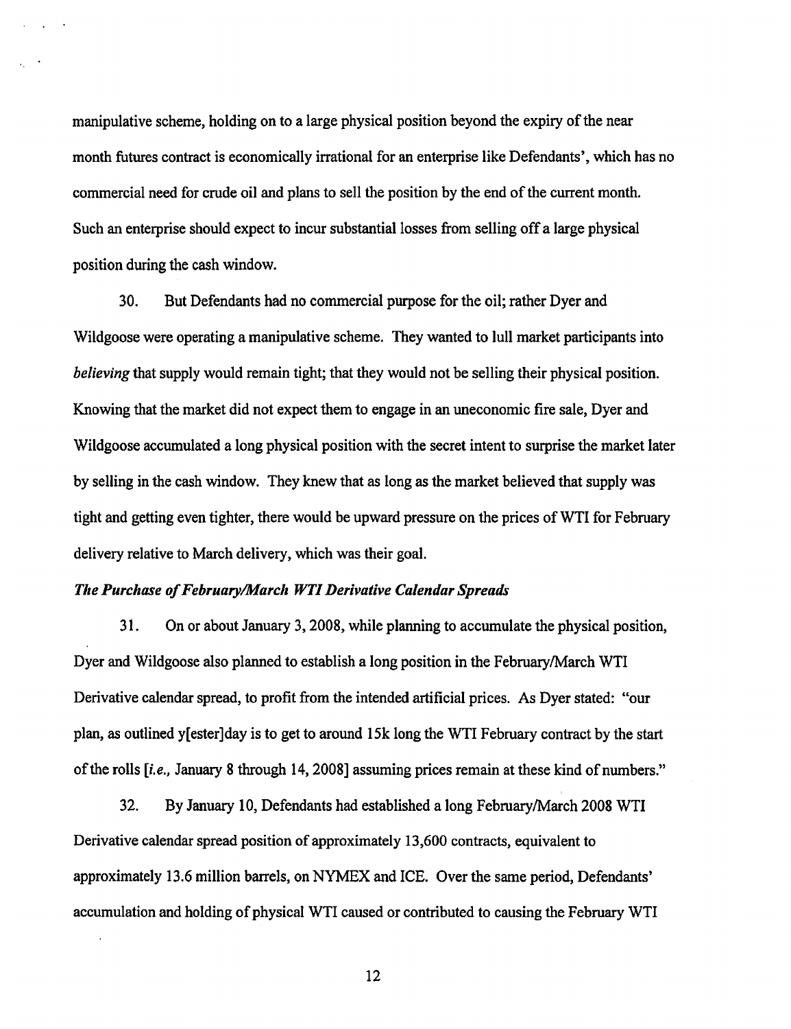manipulative scheme, holding on to a large physical position beyond the expiry of the near month futures contract is economically irrational for an enterprise like Defendants', which has no commercial need for crude oil and plans to sell the position by the end of the current month. Such an enterprise should expect to incur substantial losses from selling off a large physical position during the cash window.

30. But Defendants had no commercial purpose for the oil; rather Dyer and Wildgoose were operating a manipulative scheme. They wanted to lull market participants into *believing* that supply would remain tight; that they would not be selling their physical position. Knowing that the market did not expect them to engage in an uneconomic fire sale, Dyer and Wildgoose accumulated a long physical position with the secret intent to surprise the market later by selling in the cash window. They knew that as long as the market believed that supply was tight and getting even tighter, there would be upward pressure on the prices of WTI for February delivery relative to March delivery, which was their goal.

***The Purchase of February/March WTI Derivative Calendar Spreads***

31. On or about January 3, 2008, while planning to accumulate the physical position, Dyer and Wildgoose also planned to establish a long position in the February/March WTI Derivative calendar spread, to profit from the intended artificial prices. As Dyer stated: "our plan, as outlined y[ester]day is to get to around 15k long the WTI February contract by the start of the rolls [*i.e.*, January 8 through 14, 2008] assuming prices remain at these kind of numbers."

32. By January 10, Defendants had established a long February/March 2008 WTI Derivative calendar spread position of approximately 13,600 contracts, equivalent to approximately 13.6 million barrels, on NYMEX and ICE. Over the same period, Defendants' accumulation and holding of physical WTI caused or contributed to causing the February WTI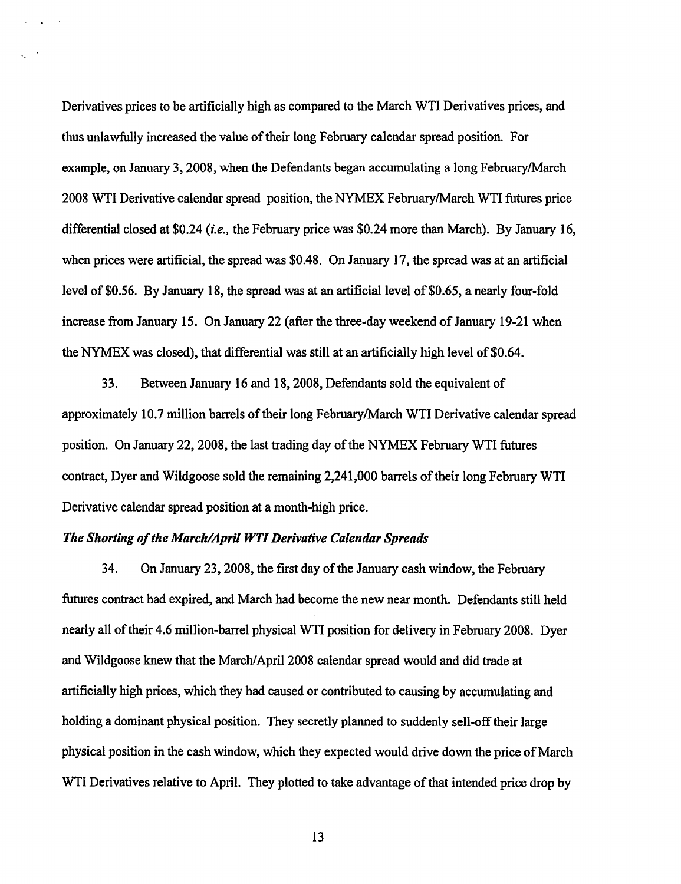Derivatives prices to be artificially high as compared to the March WTI Derivatives prices, and thus unlawfully increased the value of their long February calendar spread position. For example, on January 3, 2008, when the Defendants began accumulating a long February/March 2008 WTI Derivative calendar spread position, the NYMEX February/March WTI futures price differential closed at $0.24 (*i.e.*, the February price was $0.24 more than March). By January 16, when prices were artificial, the spread was $0.48. On January 17, the spread was at an artificial level of $0.56. By January 18, the spread was at an artificial level of $0.65, a nearly four-fold increase from January 15. On January 22 (after the three-day weekend of January 19-21 when the NYMEX was closed), that differential was still at an artificially high level of $0.64.

33. Between January 16 and 18, 2008, Defendants sold the equivalent of approximately 10.7 million barrels of their long February/March WTI Derivative calendar spread position. On January 22, 2008, the last trading day of the NYMEX February WTI futures contract, Dyer and Wildgoose sold the remaining 2,241,000 barrels of their long February WTI Derivative calendar spread position at a month-high price.

***The Shorting of the March/April WTI Derivative Calendar Spreads***

34. On January 23, 2008, the first day of the January cash window, the February futures contract had expired, and March had become the new near month. Defendants still held nearly all of their 4.6 million-barrel physical WTI position for delivery in February 2008. Dyer and Wildgoose knew that the March/April 2008 calendar spread would and did trade at artificially high prices, which they had caused or contributed to causing by accumulating and holding a dominant physical position. They secretly planned to suddenly sell-off their large physical position in the cash window, which they expected would drive down the price of March WTI Derivatives relative to April. They plotted to take advantage of that intended price drop by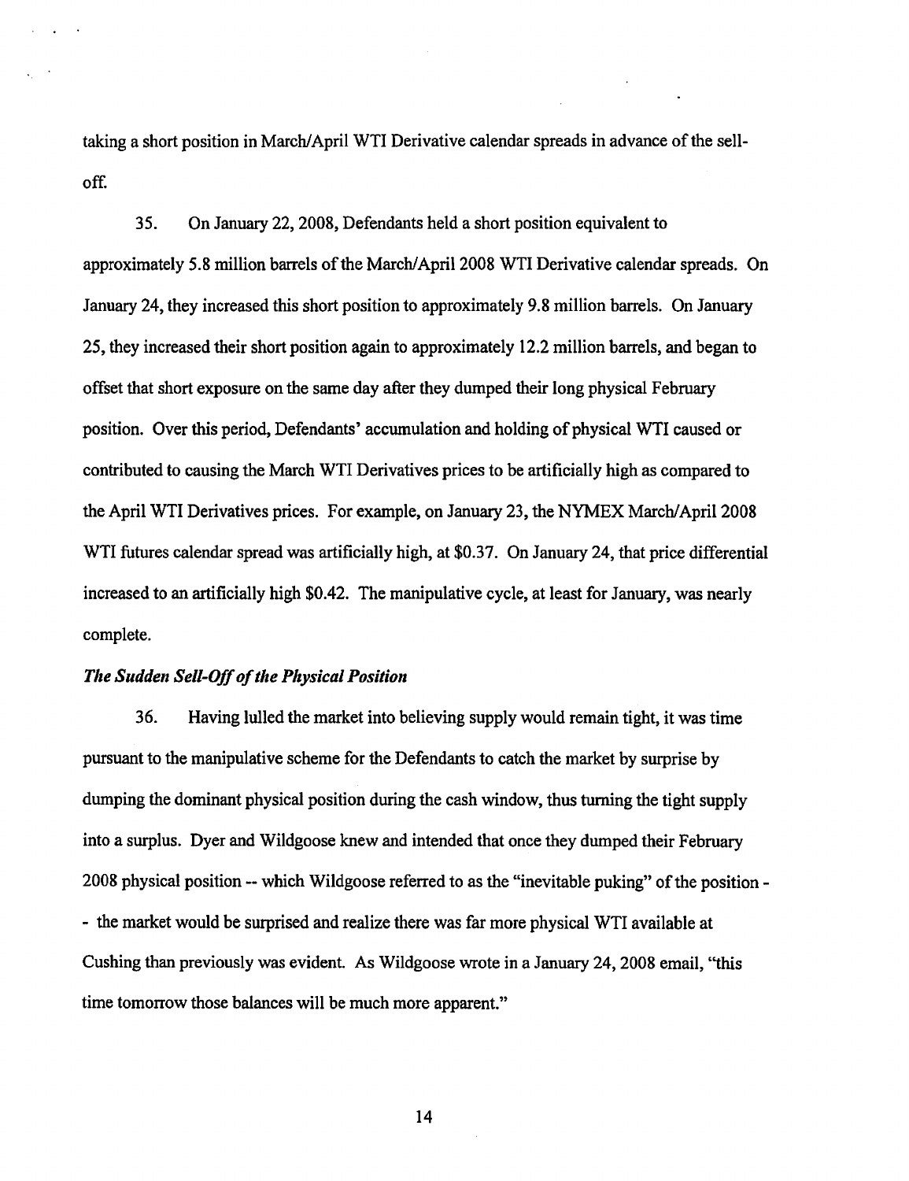taking a short position in March/April WTI Derivative calendar spreads in advance of the sell-off.

35. On January 22, 2008, Defendants held a short position equivalent to approximately 5.8 million barrels of the March/April 2008 WTI Derivative calendar spreads. On January 24, they increased this short position to approximately 9.8 million barrels. On January 25, they increased their short position again to approximately 12.2 million barrels, and began to offset that short exposure on the same day after they dumped their long physical February position. Over this period, Defendants' accumulation and holding of physical WTI caused or contributed to causing the March WTI Derivatives prices to be artificially high as compared to the April WTI Derivatives prices. For example, on January 23, the NYMEX March/April 2008 WTI futures calendar spread was artificially high, at $0.37. On January 24, that price differential increased to an artificially high $0.42. The manipulative cycle, at least for January, was nearly complete.

*The Sudden Sell-Off of the Physical Position*

36. Having lulled the market into believing supply would remain tight, it was time pursuant to the manipulative scheme for the Defendants to catch the market by surprise by dumping the dominant physical position during the cash window, thus turning the tight supply into a surplus. Dyer and Wildgoose knew and intended that once they dumped their February 2008 physical position -- which Wildgoose referred to as the "inevitable puking" of the position -- the market would be surprised and realize there was far more physical WTI available at Cushing than previously was evident. As Wildgoose wrote in a January 24, 2008 email, "this time tomorrow those balances will be much more apparent."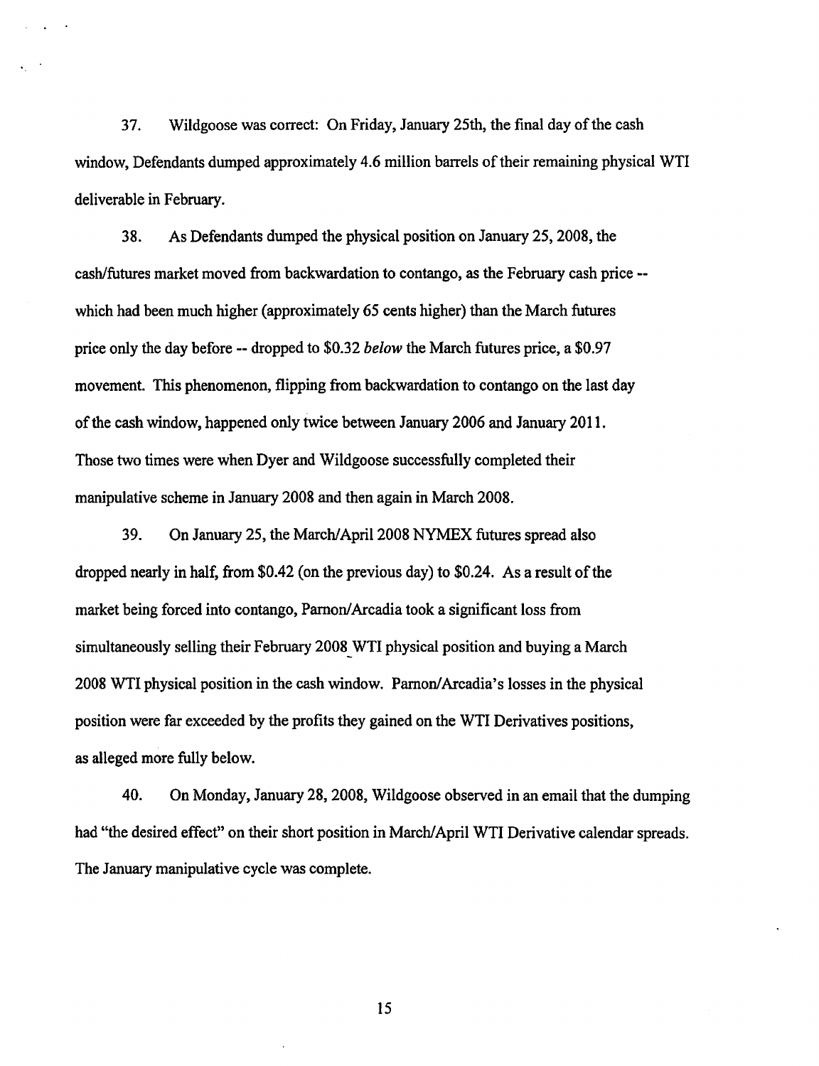37. Wildgoose was correct: On Friday, January 25th, the final day of the cash window, Defendants dumped approximately 4.6 million barrels of their remaining physical WTI deliverable in February.

38. As Defendants dumped the physical position on January 25, 2008, the cash/futures market moved from backwardation to contango, as the February cash price -- which had been much higher (approximately 65 cents higher) than the March futures price only the day before -- dropped to $0.32 *below* the March futures price, a $0.97 movement. This phenomenon, flipping from backwardation to contango on the last day of the cash window, happened only twice between January 2006 and January 2011. Those two times were when Dyer and Wildgoose successfully completed their manipulative scheme in January 2008 and then again in March 2008.

39. On January 25, the March/April 2008 NYMEX futures spread also dropped nearly in half, from $0.42 (on the previous day) to $0.24. As a result of the market being forced into contango, Parnon/Arcadia took a significant loss from simultaneously selling their February 2008 WTI physical position and buying a March 2008 WTI physical position in the cash window. Parnon/Arcadia's losses in the physical position were far exceeded by the profits they gained on the WTI Derivatives positions, as alleged more fully below.

40. On Monday, January 28, 2008, Wildgoose observed in an email that the dumping had "the desired effect" on their short position in March/April WTI Derivative calendar spreads. The January manipulative cycle was complete.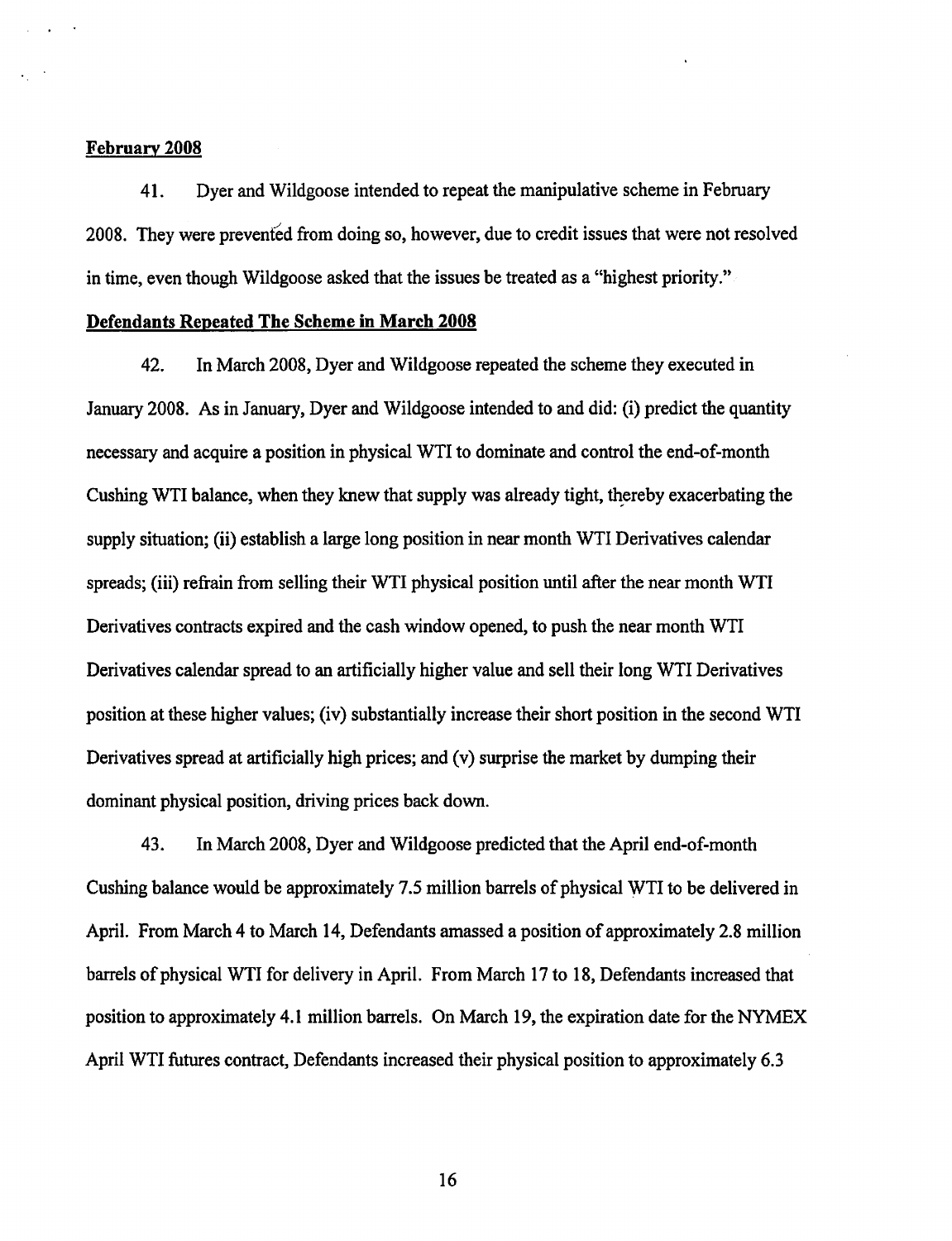**February 2008**

41. Dyer and Wildgoose intended to repeat the manipulative scheme in February 2008. They were prevented from doing so, however, due to credit issues that were not resolved in time, even though Wildgoose asked that the issues be treated as a "highest priority."

**Defendants Repeated The Scheme in March 2008**

42. In March 2008, Dyer and Wildgoose repeated the scheme they executed in January 2008. As in January, Dyer and Wildgoose intended to and did: (i) predict the quantity necessary and acquire a position in physical WTI to dominate and control the end-of-month Cushing WTI balance, when they knew that supply was already tight, thereby exacerbating the supply situation; (ii) establish a large long position in near month WTI Derivatives calendar spreads; (iii) refrain from selling their WTI physical position until after the near month WTI Derivatives contracts expired and the cash window opened, to push the near month WTI Derivatives calendar spread to an artificially higher value and sell their long WTI Derivatives position at these higher values; (iv) substantially increase their short position in the second WTI Derivatives spread at artificially high prices; and (v) surprise the market by dumping their dominant physical position, driving prices back down.

43. In March 2008, Dyer and Wildgoose predicted that the April end-of-month Cushing balance would be approximately 7.5 million barrels of physical WTI to be delivered in April. From March 4 to March 14, Defendants amassed a position of approximately 2.8 million barrels of physical WTI for delivery in April. From March 17 to 18, Defendants increased that position to approximately 4.1 million barrels. On March 19, the expiration date for the NYMEX April WTI futures contract, Defendants increased their physical position to approximately 6.3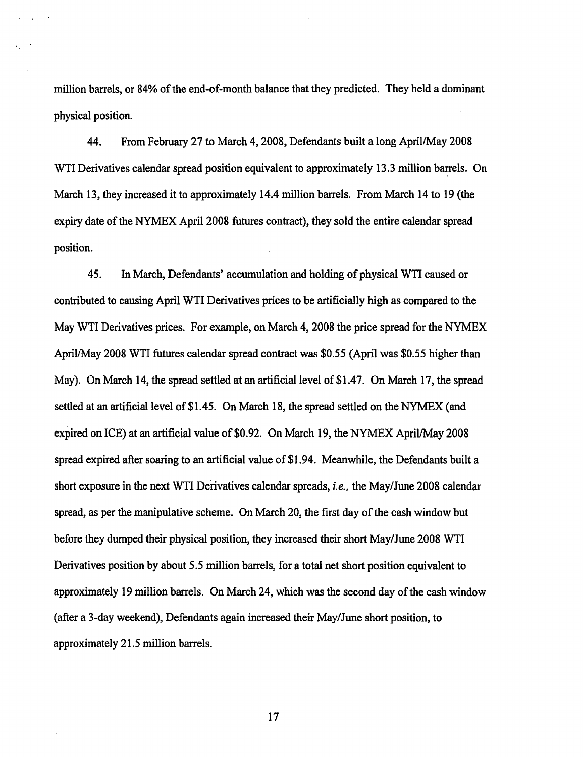million barrels, or 84% of the end-of-month balance that they predicted. They held a dominant physical position.

44. From February 27 to March 4, 2008, Defendants built a long April/May 2008 WTI Derivatives calendar spread position equivalent to approximately 13.3 million barrels. On March 13, they increased it to approximately 14.4 million barrels. From March 14 to 19 (the expiry date of the NYMEX April 2008 futures contract), they sold the entire calendar spread position.

45. In March, Defendants' accumulation and holding of physical WTI caused or contributed to causing April WTI Derivatives prices to be artificially high as compared to the May WTI Derivatives prices. For example, on March 4, 2008 the price spread for the NYMEX April/May 2008 WTI futures calendar spread contract was $0.55 (April was $0.55 higher than May). On March 14, the spread settled at an artificial level of $1.47. On March 17, the spread settled at an artificial level of $1.45. On March 18, the spread settled on the NYMEX (and expired on ICE) at an artificial value of $0.92. On March 19, the NYMEX April/May 2008 spread expired after soaring to an artificial value of $1.94. Meanwhile, the Defendants built a short exposure in the next WTI Derivatives calendar spreads, *i.e.,* the May/June 2008 calendar spread, as per the manipulative scheme. On March 20, the first day of the cash window but before they dumped their physical position, they increased their short May/June 2008 WTI Derivatives position by about 5.5 million barrels, for a total net short position equivalent to approximately 19 million barrels. On March 24, which was the second day of the cash window (after a 3-day weekend), Defendants again increased their May/June short position, to approximately 21.5 million barrels.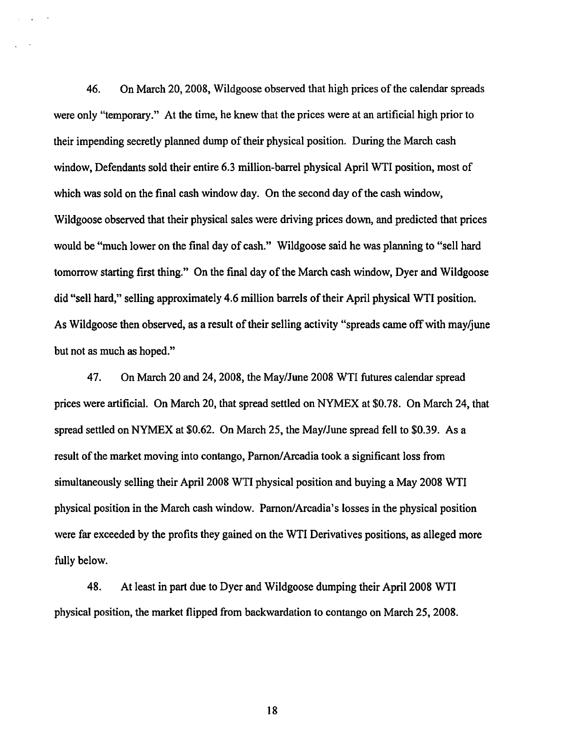46. On March 20, 2008, Wildgoose observed that high prices of the calendar spreads were only "temporary." At the time, he knew that the prices were at an artificial high prior to their impending secretly planned dump of their physical position. During the March cash window, Defendants sold their entire 6.3 million-barrel physical April WTI position, most of which was sold on the final cash window day. On the second day of the cash window, Wildgoose observed that their physical sales were driving prices down, and predicted that prices would be "much lower on the final day of cash." Wildgoose said he was planning to "sell hard tomorrow starting first thing." On the final day of the March cash window, Dyer and Wildgoose did "sell hard," selling approximately 4.6 million barrels of their April physical WTI position. As Wildgoose then observed, as a result of their selling activity "spreads came off with may/june but not as much as hoped."

47. On March 20 and 24, 2008, the May/June 2008 WTI futures calendar spread prices were artificial. On March 20, that spread settled on NYMEX at $0.78. On March 24, that spread settled on NYMEX at $0.62. On March 25, the May/June spread fell to $0.39. As a result of the market moving into contango, Parnon/Arcadia took a significant loss from simultaneously selling their April 2008 WTI physical position and buying a May 2008 WTI physical position in the March cash window. Parnon/Arcadia's losses in the physical position were far exceeded by the profits they gained on the WTI Derivatives positions, as alleged more fully below.

48. At least in part due to Dyer and Wildgoose dumping their April 2008 WTI physical position, the market flipped from backwardation to contango on March 25, 2008.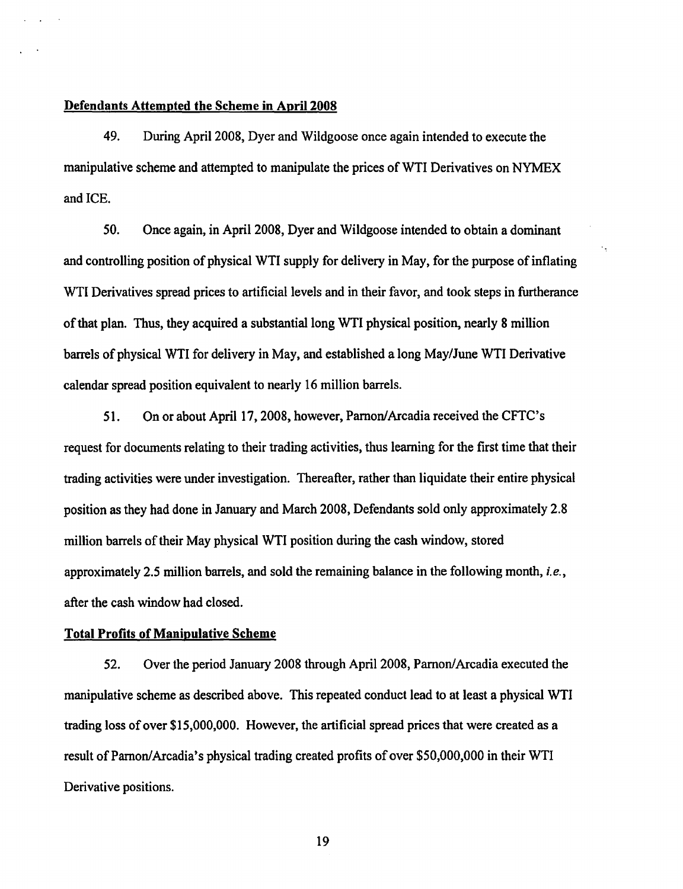**Defendants Attempted the Scheme in April 2008**

49. During April 2008, Dyer and Wildgoose once again intended to execute the manipulative scheme and attempted to manipulate the prices of WTI Derivatives on NYMEX and ICE.

50. Once again, in April 2008, Dyer and Wildgoose intended to obtain a dominant and controlling position of physical WTI supply for delivery in May, for the purpose of inflating WTI Derivatives spread prices to artificial levels and in their favor, and took steps in furtherance of that plan. Thus, they acquired a substantial long WTI physical position, nearly 8 million barrels of physical WTI for delivery in May, and established a long May/June WTI Derivative calendar spread position equivalent to nearly 16 million barrels.

51. On or about April 17, 2008, however, Parnon/Arcadia received the CFTC's request for documents relating to their trading activities, thus learning for the first time that their trading activities were under investigation. Thereafter, rather than liquidate their entire physical position as they had done in January and March 2008, Defendants sold only approximately 2.8 million barrels of their May physical WTI position during the cash window, stored approximately 2.5 million barrels, and sold the remaining balance in the following month, *i.e.*, after the cash window had closed.

**Total Profits of Manipulative Scheme**

52. Over the period January 2008 through April 2008, Parnon/Arcadia executed the manipulative scheme as described above. This repeated conduct lead to at least a physical WTI trading loss of over $15,000,000. However, the artificial spread prices that were created as a result of Parnon/Arcadia's physical trading created profits of over $50,000,000 in their WTI Derivative positions.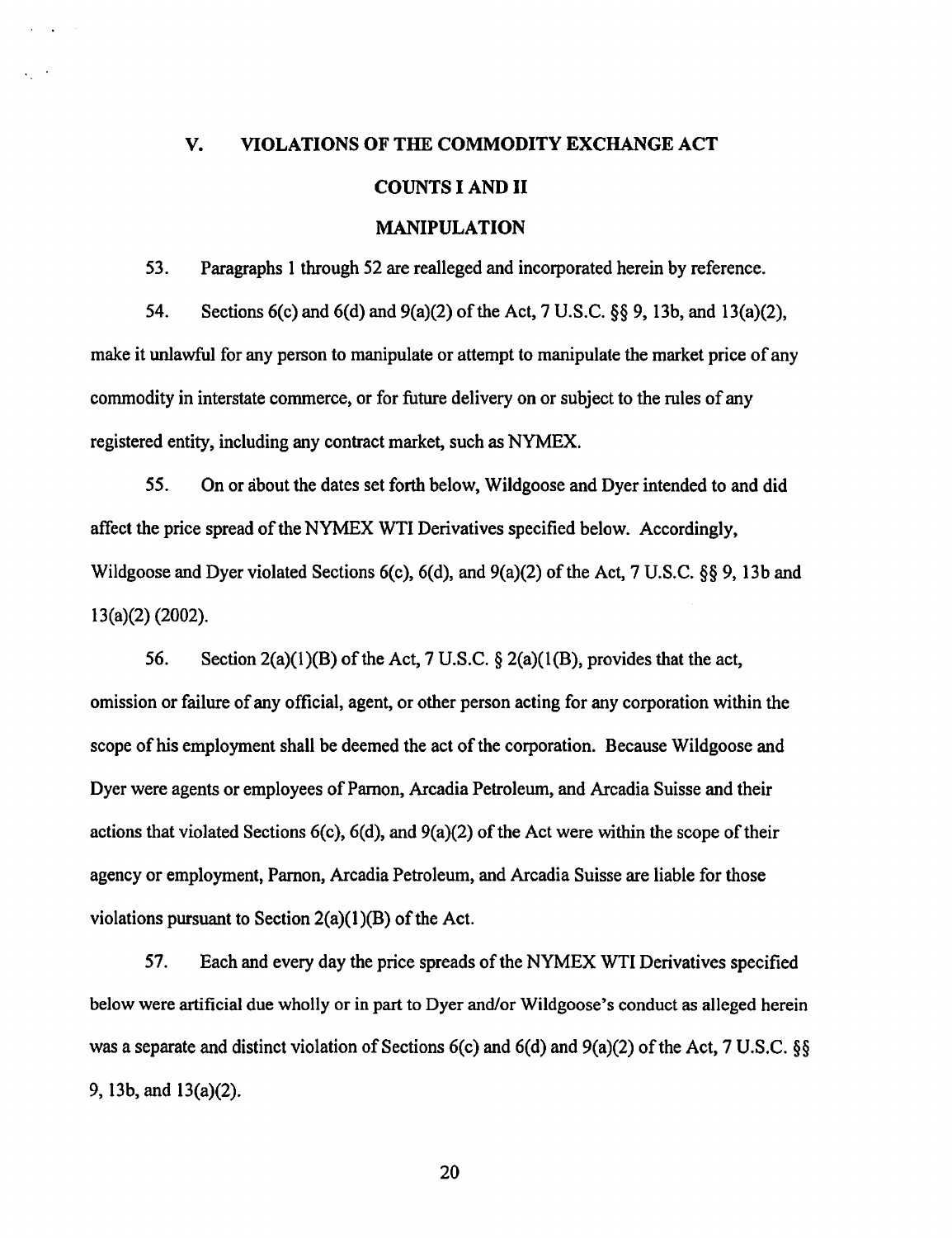## V. VIOLATIONS OF THE COMMODITY EXCHANGE ACT

### COUNTS I AND II

### MANIPULATION

53. Paragraphs 1 through 52 are realleged and incorporated herein by reference.

54. Sections 6(c) and 6(d) and 9(a)(2) of the Act, 7 U.S.C. §§ 9, 13b, and 13(a)(2), make it unlawful for any person to manipulate or attempt to manipulate the market price of any commodity in interstate commerce, or for future delivery on or subject to the rules of any registered entity, including any contract market, such as NYMEX.

55. On or about the dates set forth below, Wildgoose and Dyer intended to and did affect the price spread of the NYMEX WTI Derivatives specified below. Accordingly, Wildgoose and Dyer violated Sections 6(c), 6(d), and 9(a)(2) of the Act, 7 U.S.C. §§ 9, 13b and 13(a)(2) (2002).

56. Section 2(a)(1)(B) of the Act, 7 U.S.C. § 2(a)(1(B), provides that the act, omission or failure of any official, agent, or other person acting for any corporation within the scope of his employment shall be deemed the act of the corporation. Because Wildgoose and Dyer were agents or employees of Parnon, Arcadia Petroleum, and Arcadia Suisse and their actions that violated Sections 6(c), 6(d), and 9(a)(2) of the Act were within the scope of their agency or employment, Parnon, Arcadia Petroleum, and Arcadia Suisse are liable for those violations pursuant to Section 2(a)(1)(B) of the Act.

57. Each and every day the price spreads of the NYMEX WTI Derivatives specified below were artificial due wholly or in part to Dyer and/or Wildgoose's conduct as alleged herein was a separate and distinct violation of Sections 6(c) and 6(d) and 9(a)(2) of the Act, 7 U.S.C. §§ 9, 13b, and 13(a)(2).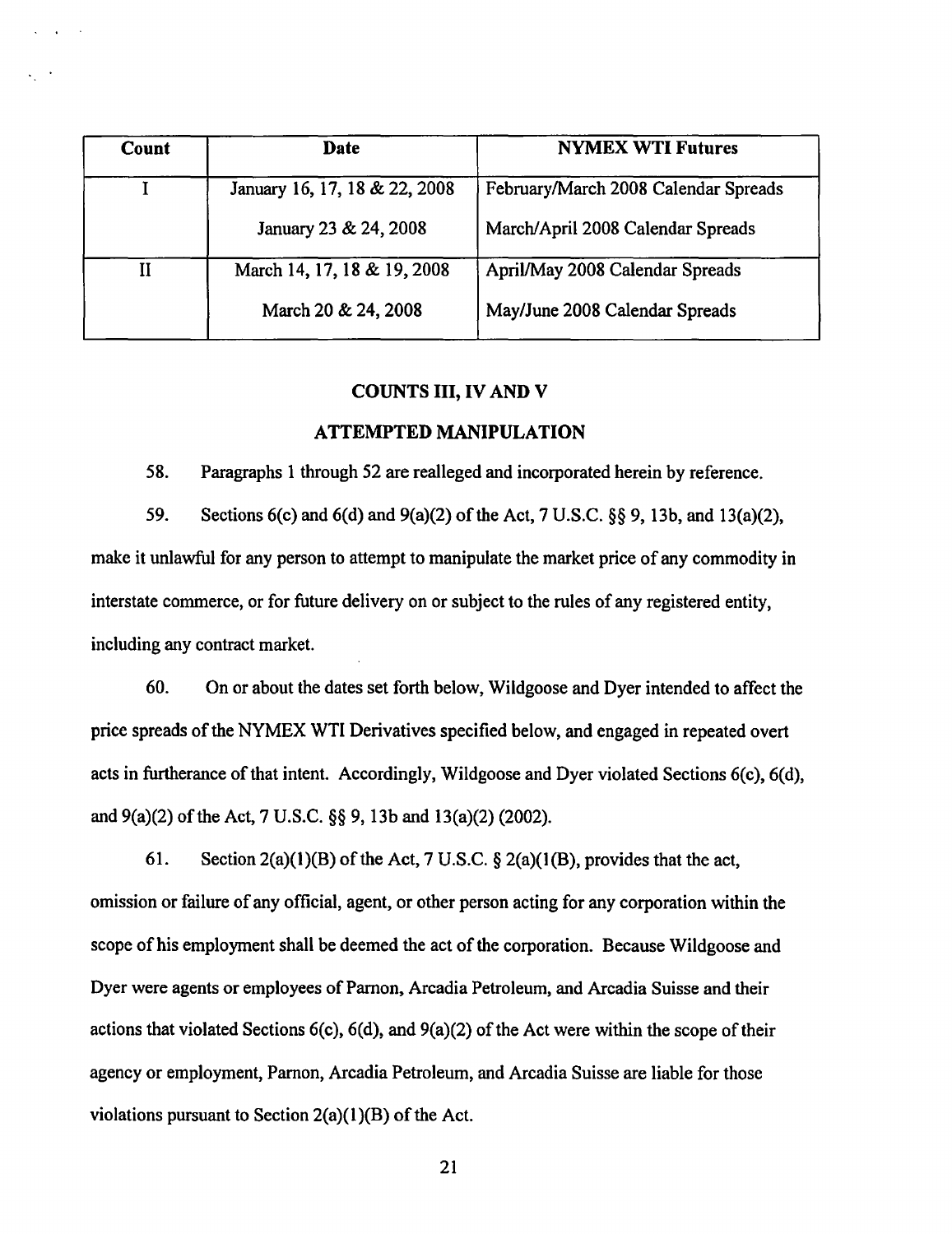| Count | Date | NYMEX WTI Futures |
|---|---|---|
| I | January 16, 17, 18 & 22, 2008 | February/March 2008 Calendar Spreads |
| | January 23 & 24, 2008 | March/April 2008 Calendar Spreads |
| II | March 14, 17, 18 & 19, 2008 | April/May 2008 Calendar Spreads |
| | March 20 & 24, 2008 | May/June 2008 Calendar Spreads |

## COUNTS III, IV AND V

## ATTEMPTED MANIPULATION

58. Paragraphs 1 through 52 are realleged and incorporated herein by reference.

59. Sections 6(c) and 6(d) and 9(a)(2) of the Act, 7 U.S.C. §§ 9, 13b, and 13(a)(2), make it unlawful for any person to attempt to manipulate the market price of any commodity in interstate commerce, or for future delivery on or subject to the rules of any registered entity, including any contract market.

60. On or about the dates set forth below, Wildgoose and Dyer intended to affect the price spreads of the NYMEX WTI Derivatives specified below, and engaged in repeated overt acts in furtherance of that intent. Accordingly, Wildgoose and Dyer violated Sections 6(c), 6(d), and 9(a)(2) of the Act, 7 U.S.C. §§ 9, 13b and 13(a)(2) (2002).

61. Section 2(a)(1)(B) of the Act, 7 U.S.C. § 2(a)(1(B), provides that the act, omission or failure of any official, agent, or other person acting for any corporation within the scope of his employment shall be deemed the act of the corporation. Because Wildgoose and Dyer were agents or employees of Parnon, Arcadia Petroleum, and Arcadia Suisse and their actions that violated Sections 6(c), 6(d), and 9(a)(2) of the Act were within the scope of their agency or employment, Parnon, Arcadia Petroleum, and Arcadia Suisse are liable for those violations pursuant to Section 2(a)(1)(B) of the Act.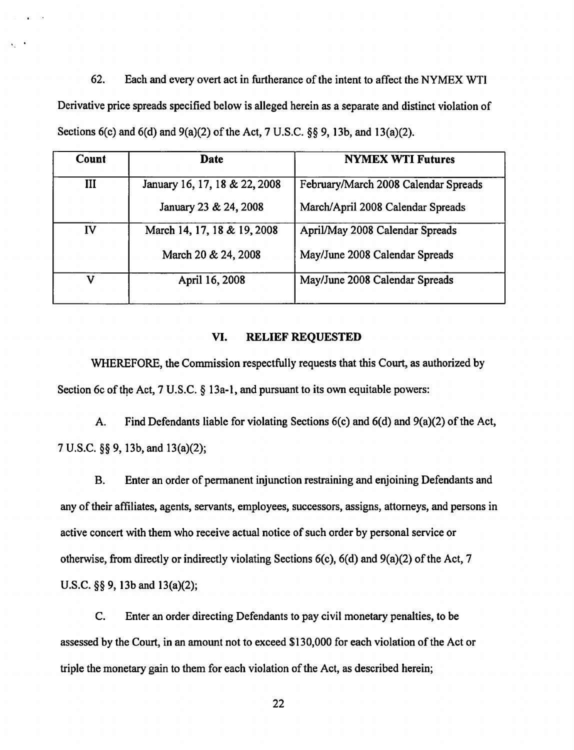62. Each and every overt act in furtherance of the intent to affect the NYMEX WTI Derivative price spreads specified below is alleged herein as a separate and distinct violation of Sections 6(c) and 6(d) and 9(a)(2) of the Act, 7 U.S.C. §§ 9, 13b, and 13(a)(2).

| Count | Date | NYMEX WTI Futures |
|---|---|---|
| III | January 16, 17, 18 & 22, 2008<br>January 23 & 24, 2008 | February/March 2008 Calendar Spreads<br>March/April 2008 Calendar Spreads |
| IV | March 14, 17, 18 & 19, 2008<br>March 20 & 24, 2008 | April/May 2008 Calendar Spreads<br>May/June 2008 Calendar Spreads |
| V | April 16, 2008 | May/June 2008 Calendar Spreads |

## VI. RELIEF REQUESTED

WHEREFORE, the Commission respectfully requests that this Court, as authorized by Section 6c of the Act, 7 U.S.C. § 13a-1, and pursuant to its own equitable powers:

A. Find Defendants liable for violating Sections 6(c) and 6(d) and 9(a)(2) of the Act, 7 U.S.C. §§ 9, 13b, and 13(a)(2);

B. Enter an order of permanent injunction restraining and enjoining Defendants and any of their affiliates, agents, servants, employees, successors, assigns, attorneys, and persons in active concert with them who receive actual notice of such order by personal service or otherwise, from directly or indirectly violating Sections 6(c), 6(d) and 9(a)(2) of the Act, 7 U.S.C. §§ 9, 13b and 13(a)(2);

C. Enter an order directing Defendants to pay civil monetary penalties, to be assessed by the Court, in an amount not to exceed $130,000 for each violation of the Act or triple the monetary gain to them for each violation of the Act, as described herein;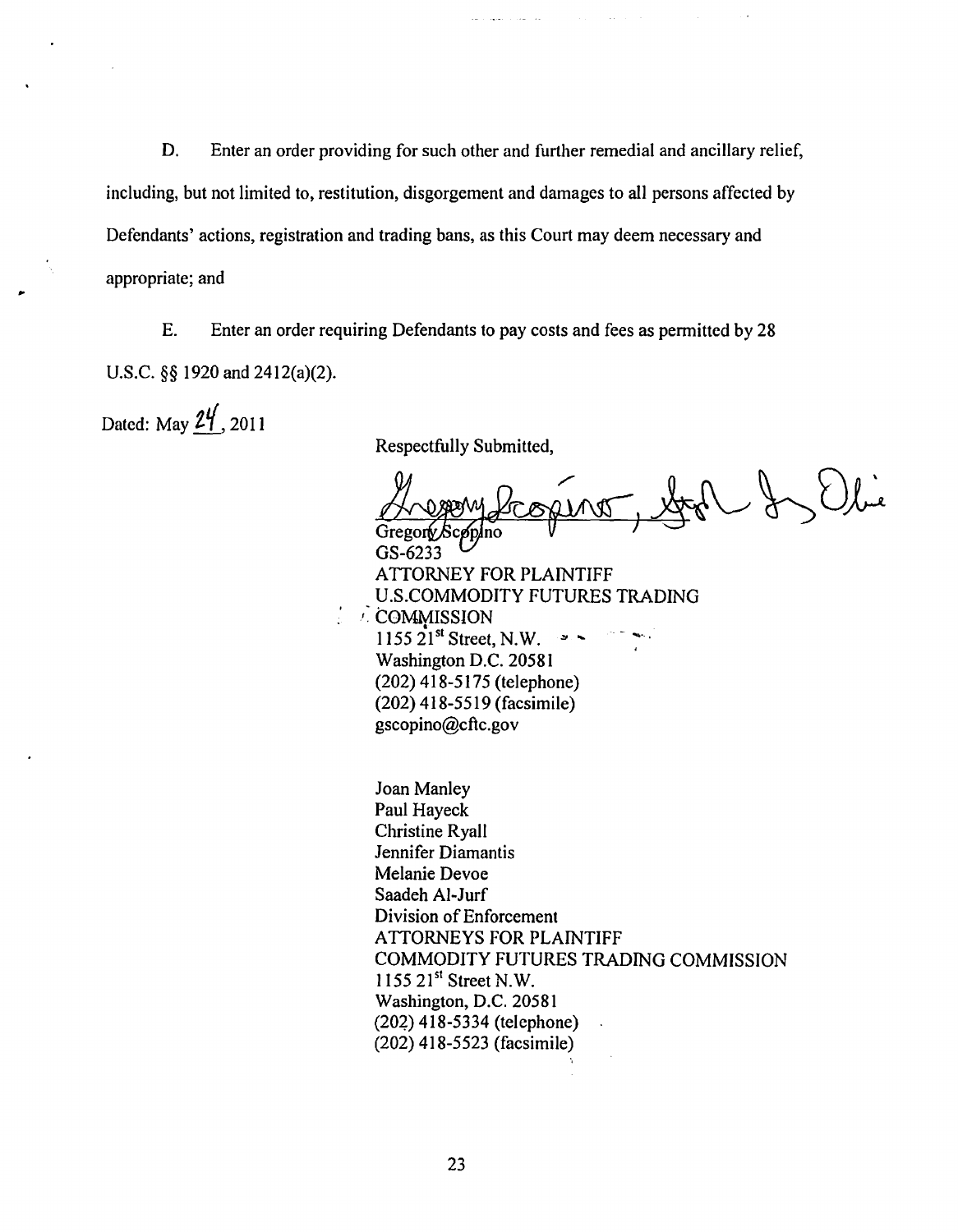D. Enter an order providing for such other and further remedial and ancillary relief, including, but not limited to, restitution, disgorgement and damages to all persons affected by Defendants' actions, registration and trading bans, as this Court may deem necessary and appropriate; and

E. Enter an order requiring Defendants to pay costs and fees as permitted by 28 U.S.C. §§ 1920 and 2412(a)(2).

Dated: May 24, 2011

Respectfully Submitted,

Gregory Scopino
GS-6233
ATTORNEY FOR PLAINTIFF
U.S.COMMODITY FUTURES TRADING COMMISSION
1155 21st Street, N.W.
Washington D.C. 20581
(202) 418-5175 (telephone)
(202) 418-5519 (facsimile)
gscopino@cftc.gov

Joan Manley
Paul Hayeck
Christine Ryall
Jennifer Diamantis
Melanie Devoe
Saadeh Al-Jurf
Division of Enforcement
ATTORNEYS FOR PLAINTIFF
COMMODITY FUTURES TRADING COMMISSION
1155 21st Street N.W.
Washington, D.C. 20581
(202) 418-5334 (telephone)
(202) 418-5523 (facsimile)